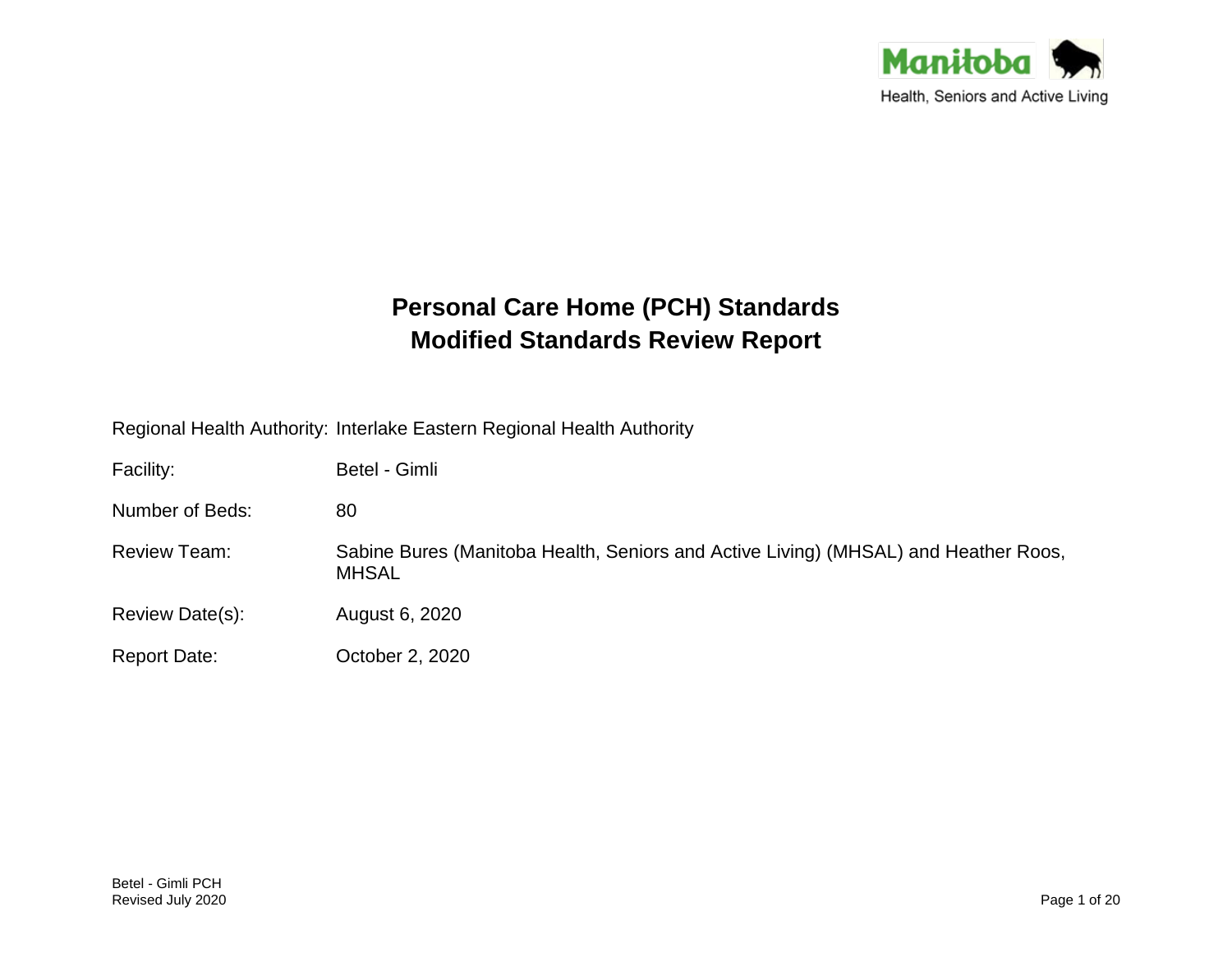Manitoba

Health, Seniors and Active Living

# Personal Care Home (PCH) Standards
# Modified Standards Review Report

Regional Health Authority: Interlake Eastern Regional Health Authority

Facility: Betel - Gimli

Number of Beds: 80

Review Team: Sabine Bures (Manitoba Health, Seniors and Active Living) (MHSAL) and Heather Roos, MHSAL

Review Date(s): August 6, 2020

Report Date: October 2, 2020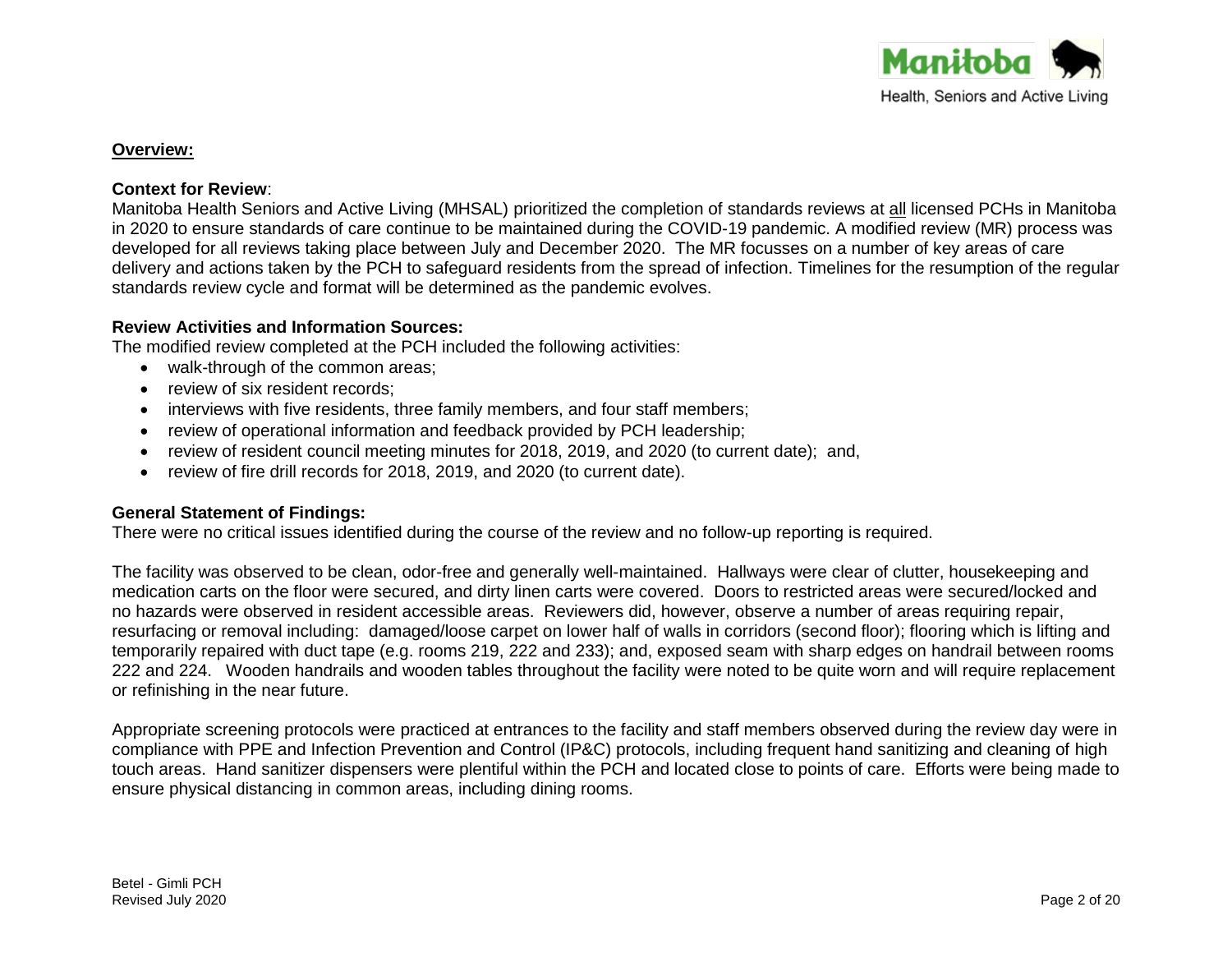**Overview:**

**Context for Review**:

Manitoba Health Seniors and Active Living (MHSAL) prioritized the completion of standards reviews at all licensed PCHs in Manitoba in 2020 to ensure standards of care continue to be maintained during the COVID-19 pandemic. A modified review (MR) process was developed for all reviews taking place between July and December 2020. The MR focusses on a number of key areas of care delivery and actions taken by the PCH to safeguard residents from the spread of infection. Timelines for the resumption of the regular standards review cycle and format will be determined as the pandemic evolves.

**Review Activities and Information Sources:**

The modified review completed at the PCH included the following activities:

- walk-through of the common areas;
- review of six resident records;
- interviews with five residents, three family members, and four staff members;
- review of operational information and feedback provided by PCH leadership;
- review of resident council meeting minutes for 2018, 2019, and 2020 (to current date); and,
- review of fire drill records for 2018, 2019, and 2020 (to current date).

**General Statement of Findings:**

There were no critical issues identified during the course of the review and no follow-up reporting is required.

The facility was observed to be clean, odor-free and generally well-maintained. Hallways were clear of clutter, housekeeping and medication carts on the floor were secured, and dirty linen carts were covered. Doors to restricted areas were secured/locked and no hazards were observed in resident accessible areas. Reviewers did, however, observe a number of areas requiring repair, resurfacing or removal including: damaged/loose carpet on lower half of walls in corridors (second floor); flooring which is lifting and temporarily repaired with duct tape (e.g. rooms 219, 222 and 233); and, exposed seam with sharp edges on handrail between rooms 222 and 224. Wooden handrails and wooden tables throughout the facility were noted to be quite worn and will require replacement or refinishing in the near future.

Appropriate screening protocols were practiced at entrances to the facility and staff members observed during the review day were in compliance with PPE and Infection Prevention and Control (IP&C) protocols, including frequent hand sanitizing and cleaning of high touch areas. Hand sanitizer dispensers were plentiful within the PCH and located close to points of care. Efforts were being made to ensure physical distancing in common areas, including dining rooms.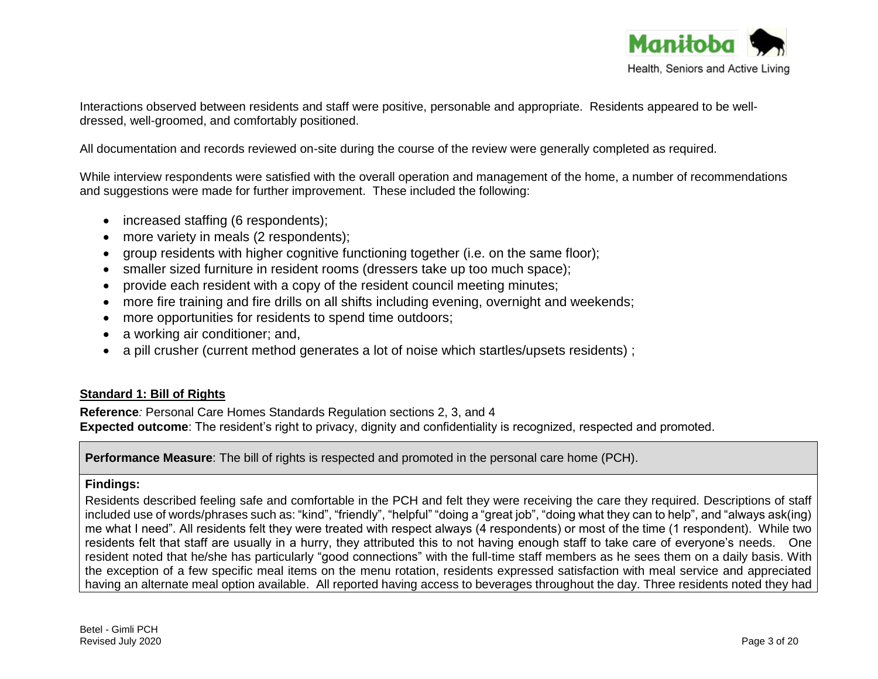Interactions observed between residents and staff were positive, personable and appropriate. Residents appeared to be well-dressed, well-groomed, and comfortably positioned.

All documentation and records reviewed on-site during the course of the review were generally completed as required.

While interview respondents were satisfied with the overall operation and management of the home, a number of recommendations and suggestions were made for further improvement. These included the following:

- increased staffing (6 respondents);
- more variety in meals (2 respondents);
- group residents with higher cognitive functioning together (i.e. on the same floor);
- smaller sized furniture in resident rooms (dressers take up too much space);
- provide each resident with a copy of the resident council meeting minutes;
- more fire training and fire drills on all shifts including evening, overnight and weekends;
- more opportunities for residents to spend time outdoors;
- a working air conditioner; and,
- a pill crusher (current method generates a lot of noise which startles/upsets residents) ;

## Standard 1: Bill of Rights

**Reference***:* Personal Care Homes Standards Regulation sections 2, 3, and 4
**Expected outcome**: The resident's right to privacy, dignity and confidentiality is recognized, respected and promoted.

**Performance Measure**: The bill of rights is respected and promoted in the personal care home (PCH).

**Findings:**

Residents described feeling safe and comfortable in the PCH and felt they were receiving the care they required. Descriptions of staff included use of words/phrases such as: "kind", "friendly", "helpful" "doing a "great job", "doing what they can to help", and "always ask(ing) me what I need". All residents felt they were treated with respect always (4 respondents) or most of the time (1 respondent). While two residents felt that staff are usually in a hurry, they attributed this to not having enough staff to take care of everyone's needs. One resident noted that he/she has particularly "good connections" with the full-time staff members as he sees them on a daily basis. With the exception of a few specific meal items on the menu rotation, residents expressed satisfaction with meal service and appreciated having an alternate meal option available. All reported having access to beverages throughout the day. Three residents noted they had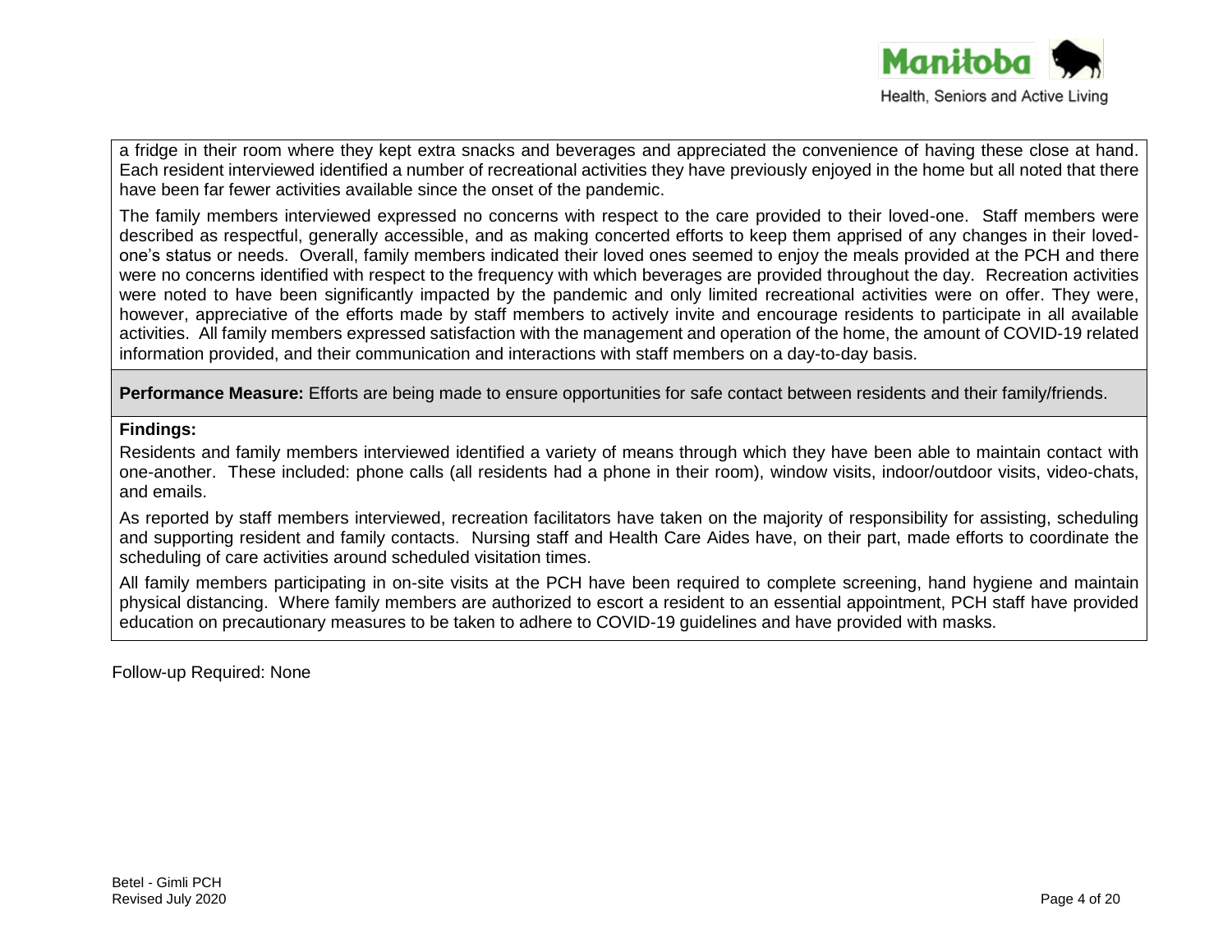a fridge in their room where they kept extra snacks and beverages and appreciated the convenience of having these close at hand. Each resident interviewed identified a number of recreational activities they have previously enjoyed in the home but all noted that there have been far fewer activities available since the onset of the pandemic.

The family members interviewed expressed no concerns with respect to the care provided to their loved-one. Staff members were described as respectful, generally accessible, and as making concerted efforts to keep them apprised of any changes in their loved-one's status or needs. Overall, family members indicated their loved ones seemed to enjoy the meals provided at the PCH and there were no concerns identified with respect to the frequency with which beverages are provided throughout the day. Recreation activities were noted to have been significantly impacted by the pandemic and only limited recreational activities were on offer. They were, however, appreciative of the efforts made by staff members to actively invite and encourage residents to participate in all available activities. All family members expressed satisfaction with the management and operation of the home, the amount of COVID-19 related information provided, and their communication and interactions with staff members on a day-to-day basis.

**Performance Measure:** Efforts are being made to ensure opportunities for safe contact between residents and their family/friends.

**Findings:**

Residents and family members interviewed identified a variety of means through which they have been able to maintain contact with one-another. These included: phone calls (all residents had a phone in their room), window visits, indoor/outdoor visits, video-chats, and emails.

As reported by staff members interviewed, recreation facilitators have taken on the majority of responsibility for assisting, scheduling and supporting resident and family contacts. Nursing staff and Health Care Aides have, on their part, made efforts to coordinate the scheduling of care activities around scheduled visitation times.

All family members participating in on-site visits at the PCH have been required to complete screening, hand hygiene and maintain physical distancing. Where family members are authorized to escort a resident to an essential appointment, PCH staff have provided education on precautionary measures to be taken to adhere to COVID-19 guidelines and have provided with masks.

Follow-up Required: None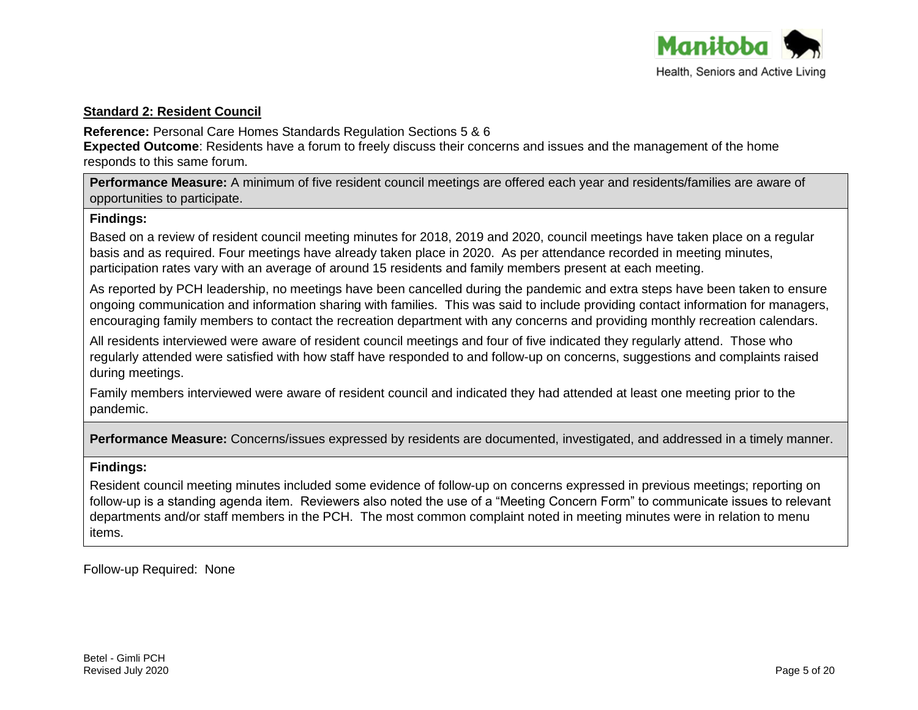### Standard 2: Resident Council

**Reference:** Personal Care Homes Standards Regulation Sections 5 & 6
**Expected Outcome**: Residents have a forum to freely discuss their concerns and issues and the management of the home responds to this same forum.

**Performance Measure:** A minimum of five resident council meetings are offered each year and residents/families are aware of opportunities to participate.

**Findings:**

Based on a review of resident council meeting minutes for 2018, 2019 and 2020, council meetings have taken place on a regular basis and as required. Four meetings have already taken place in 2020. As per attendance recorded in meeting minutes, participation rates vary with an average of around 15 residents and family members present at each meeting.

As reported by PCH leadership, no meetings have been cancelled during the pandemic and extra steps have been taken to ensure ongoing communication and information sharing with families. This was said to include providing contact information for managers, encouraging family members to contact the recreation department with any concerns and providing monthly recreation calendars.

All residents interviewed were aware of resident council meetings and four of five indicated they regularly attend. Those who regularly attended were satisfied with how staff have responded to and follow-up on concerns, suggestions and complaints raised during meetings.

Family members interviewed were aware of resident council and indicated they had attended at least one meeting prior to the pandemic.

**Performance Measure:** Concerns/issues expressed by residents are documented, investigated, and addressed in a timely manner.

**Findings:**

Resident council meeting minutes included some evidence of follow-up on concerns expressed in previous meetings; reporting on follow-up is a standing agenda item. Reviewers also noted the use of a "Meeting Concern Form" to communicate issues to relevant departments and/or staff members in the PCH. The most common complaint noted in meeting minutes were in relation to menu items.

Follow-up Required: None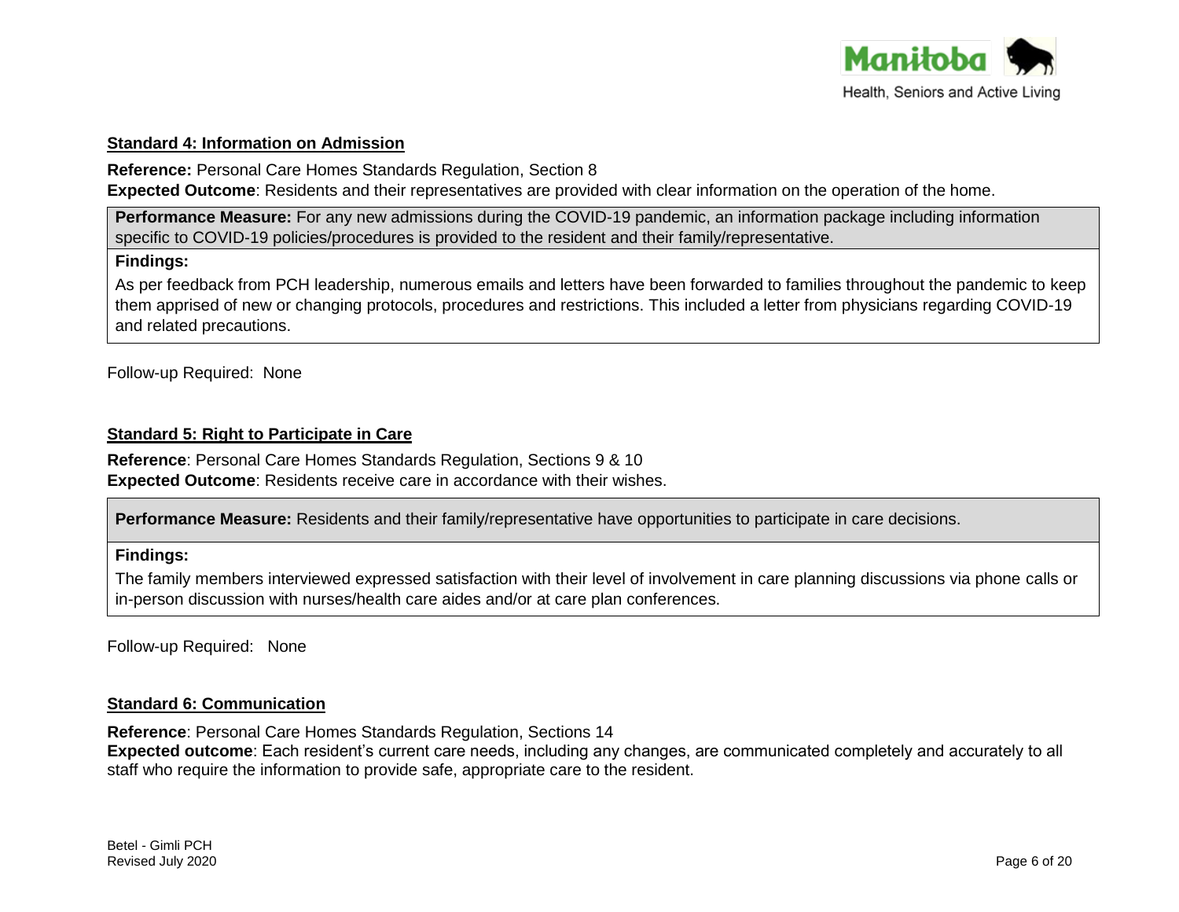### Standard 4: Information on Admission

**Reference:** Personal Care Homes Standards Regulation, Section 8
**Expected Outcome**: Residents and their representatives are provided with clear information on the operation of the home.

| **Performance Measure:** For any new admissions during the COVID-19 pandemic, an information package including information specific to COVID-19 policies/procedures is provided to the resident and their family/representative. |
|---|
| **Findings:** As per feedback from PCH leadership, numerous emails and letters have been forwarded to families throughout the pandemic to keep them apprised of new or changing protocols, procedures and restrictions. This included a letter from physicians regarding COVID-19 and related precautions. |

Follow-up Required: None

### Standard 5: Right to Participate in Care

**Reference**: Personal Care Homes Standards Regulation, Sections 9 & 10
**Expected Outcome**: Residents receive care in accordance with their wishes.

| **Performance Measure:** Residents and their family/representative have opportunities to participate in care decisions. |
|---|
| **Findings:** The family members interviewed expressed satisfaction with their level of involvement in care planning discussions via phone calls or in-person discussion with nurses/health care aides and/or at care plan conferences. |

Follow-up Required: None

### Standard 6: Communication

**Reference**: Personal Care Homes Standards Regulation, Sections 14
**Expected outcome**: Each resident's current care needs, including any changes, are communicated completely and accurately to all staff who require the information to provide safe, appropriate care to the resident.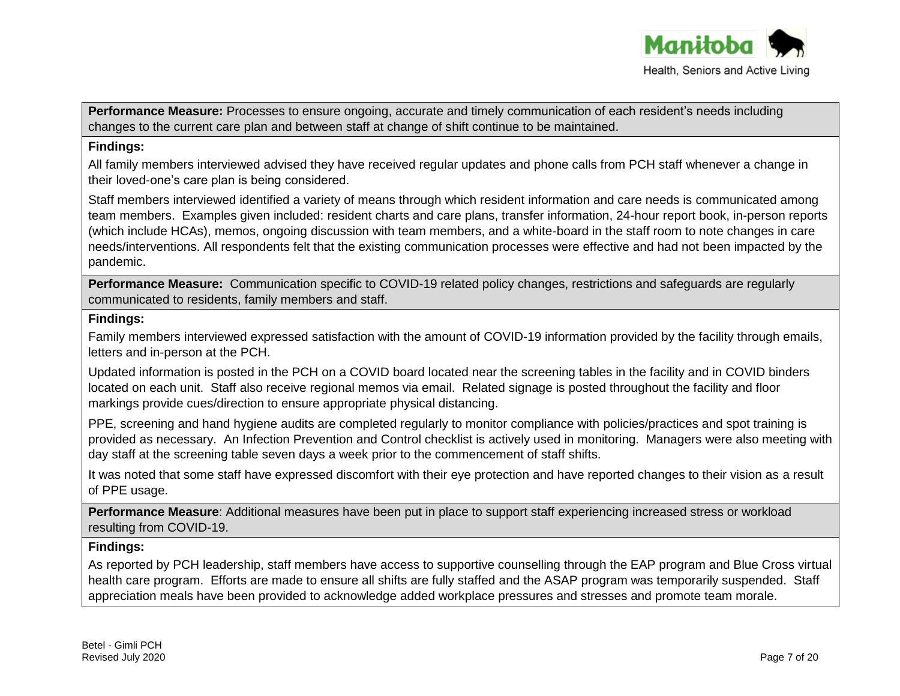**Performance Measure:** Processes to ensure ongoing, accurate and timely communication of each resident's needs including changes to the current care plan and between staff at change of shift continue to be maintained.

**Findings:**

All family members interviewed advised they have received regular updates and phone calls from PCH staff whenever a change in their loved-one's care plan is being considered.

Staff members interviewed identified a variety of means through which resident information and care needs is communicated among team members. Examples given included: resident charts and care plans, transfer information, 24-hour report book, in-person reports (which include HCAs), memos, ongoing discussion with team members, and a white-board in the staff room to note changes in care needs/interventions. All respondents felt that the existing communication processes were effective and had not been impacted by the pandemic.

**Performance Measure:** Communication specific to COVID-19 related policy changes, restrictions and safeguards are regularly communicated to residents, family members and staff.

**Findings:**

Family members interviewed expressed satisfaction with the amount of COVID-19 information provided by the facility through emails, letters and in-person at the PCH.

Updated information is posted in the PCH on a COVID board located near the screening tables in the facility and in COVID binders located on each unit. Staff also receive regional memos via email. Related signage is posted throughout the facility and floor markings provide cues/direction to ensure appropriate physical distancing.

PPE, screening and hand hygiene audits are completed regularly to monitor compliance with policies/practices and spot training is provided as necessary. An Infection Prevention and Control checklist is actively used in monitoring. Managers were also meeting with day staff at the screening table seven days a week prior to the commencement of staff shifts.

It was noted that some staff have expressed discomfort with their eye protection and have reported changes to their vision as a result of PPE usage.

**Performance Measure**: Additional measures have been put in place to support staff experiencing increased stress or workload resulting from COVID-19.

**Findings:**

As reported by PCH leadership, staff members have access to supportive counselling through the EAP program and Blue Cross virtual health care program. Efforts are made to ensure all shifts are fully staffed and the ASAP program was temporarily suspended. Staff appreciation meals have been provided to acknowledge added workplace pressures and stresses and promote team morale.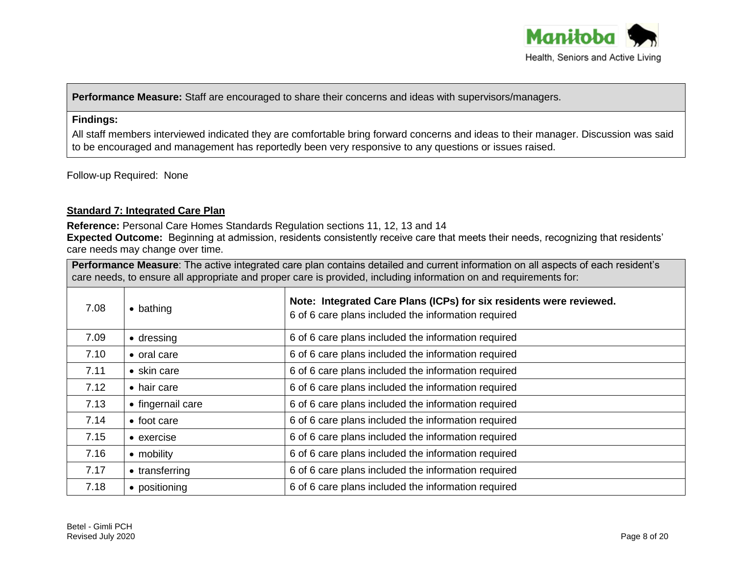| **Performance Measure:** Staff are encouraged to share their concerns and ideas with supervisors/managers. |
|---|
| **Findings:**<br>All staff members interviewed indicated they are comfortable bring forward concerns and ideas to their manager. Discussion was said to be encouraged and management has reportedly been very responsive to any questions or issues raised. |

Follow-up Required: None

**Standard 7: Integrated Care Plan**

**Reference:** Personal Care Homes Standards Regulation sections 11, 12, 13 and 14
**Expected Outcome:** Beginning at admission, residents consistently receive care that meets their needs, recognizing that residents' care needs may change over time.

| **Performance Measure**: The active integrated care plan contains detailed and current information on all aspects of each resident's care needs, to ensure all appropriate and proper care is provided, including information on and requirements for: | | |
|---|---|---|
| 7.08 | • bathing | **Note: Integrated Care Plans (ICPs) for six residents were reviewed.**<br>6 of 6 care plans included the information required |
| 7.09 | • dressing | 6 of 6 care plans included the information required |
| 7.10 | • oral care | 6 of 6 care plans included the information required |
| 7.11 | • skin care | 6 of 6 care plans included the information required |
| 7.12 | • hair care | 6 of 6 care plans included the information required |
| 7.13 | • fingernail care | 6 of 6 care plans included the information required |
| 7.14 | • foot care | 6 of 6 care plans included the information required |
| 7.15 | • exercise | 6 of 6 care plans included the information required |
| 7.16 | • mobility | 6 of 6 care plans included the information required |
| 7.17 | • transferring | 6 of 6 care plans included the information required |
| 7.18 | • positioning | 6 of 6 care plans included the information required |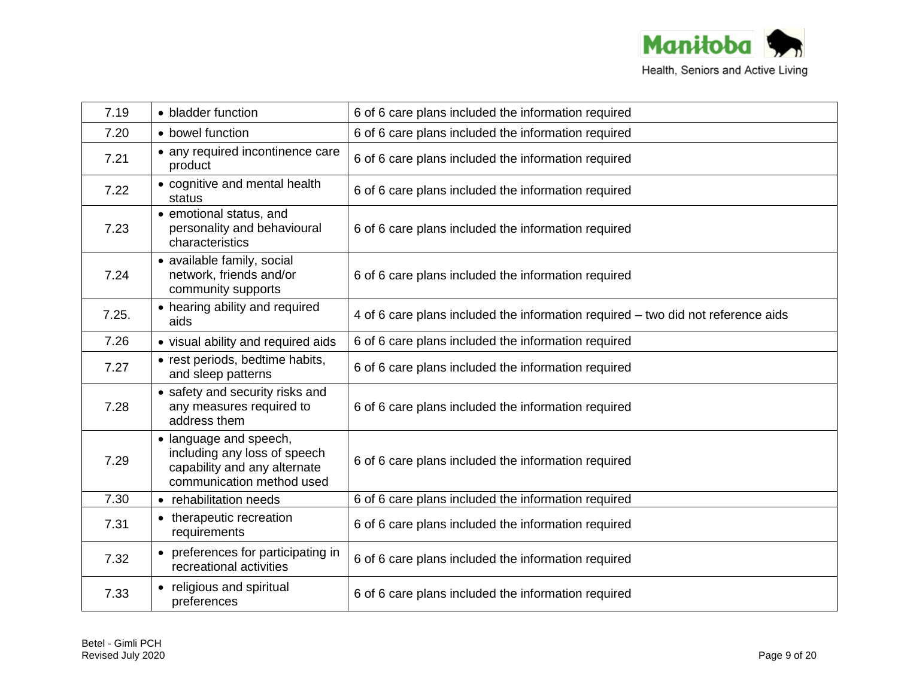| 7.19 | • bladder function | 6 of 6 care plans included the information required |
|---|---|---|
| 7.20 | • bowel function | 6 of 6 care plans included the information required |
| 7.21 | • any required incontinence care product | 6 of 6 care plans included the information required |
| 7.22 | • cognitive and mental health status | 6 of 6 care plans included the information required |
| 7.23 | • emotional status, and personality and behavioural characteristics | 6 of 6 care plans included the information required |
| 7.24 | • available family, social network, friends and/or community supports | 6 of 6 care plans included the information required |
| 7.25. | • hearing ability and required aids | 4 of 6 care plans included the information required – two did not reference aids |
| 7.26 | • visual ability and required aids | 6 of 6 care plans included the information required |
| 7.27 | • rest periods, bedtime habits, and sleep patterns | 6 of 6 care plans included the information required |
| 7.28 | • safety and security risks and any measures required to address them | 6 of 6 care plans included the information required |
| 7.29 | • language and speech, including any loss of speech capability and any alternate communication method used | 6 of 6 care plans included the information required |
| 7.30 | • rehabilitation needs | 6 of 6 care plans included the information required |
| 7.31 | • therapeutic recreation requirements | 6 of 6 care plans included the information required |
| 7.32 | • preferences for participating in recreational activities | 6 of 6 care plans included the information required |
| 7.33 | • religious and spiritual preferences | 6 of 6 care plans included the information required |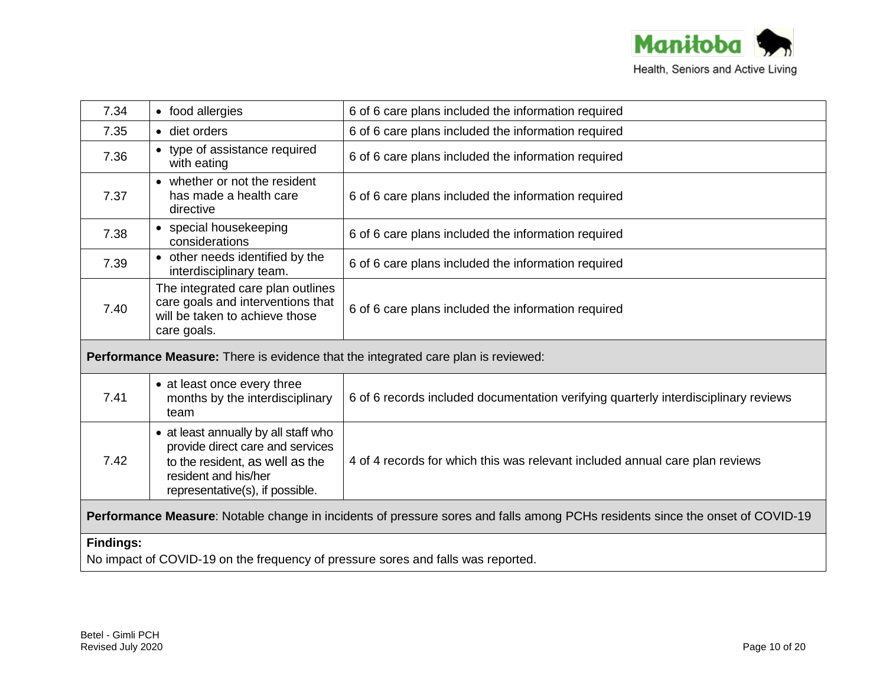| | | |
|---|---|---|
| 7.34 | • food allergies | 6 of 6 care plans included the information required |
| 7.35 | • diet orders | 6 of 6 care plans included the information required |
| 7.36 | • type of assistance required with eating | 6 of 6 care plans included the information required |
| 7.37 | • whether or not the resident has made a health care directive | 6 of 6 care plans included the information required |
| 7.38 | • special housekeeping considerations | 6 of 6 care plans included the information required |
| 7.39 | • other needs identified by the interdisciplinary team. | 6 of 6 care plans included the information required |
| 7.40 | The integrated care plan outlines care goals and interventions that will be taken to achieve those care goals. | 6 of 6 care plans included the information required |
| **Performance Measure:** There is evidence that the integrated care plan is reviewed: | | |
| 7.41 | • at least once every three months by the interdisciplinary team | 6 of 6 records included documentation verifying quarterly interdisciplinary reviews |
| 7.42 | • at least annually by all staff who provide direct care and services to the resident, as well as the resident and his/her representative(s), if possible. | 4 of 4 records for which this was relevant included annual care plan reviews |
| **Performance Measure**: Notable change in incidents of pressure sores and falls among PCHs residents since the onset of COVID-19 | | |
| **Findings:** No impact of COVID-19 on the frequency of pressure sores and falls was reported. | | |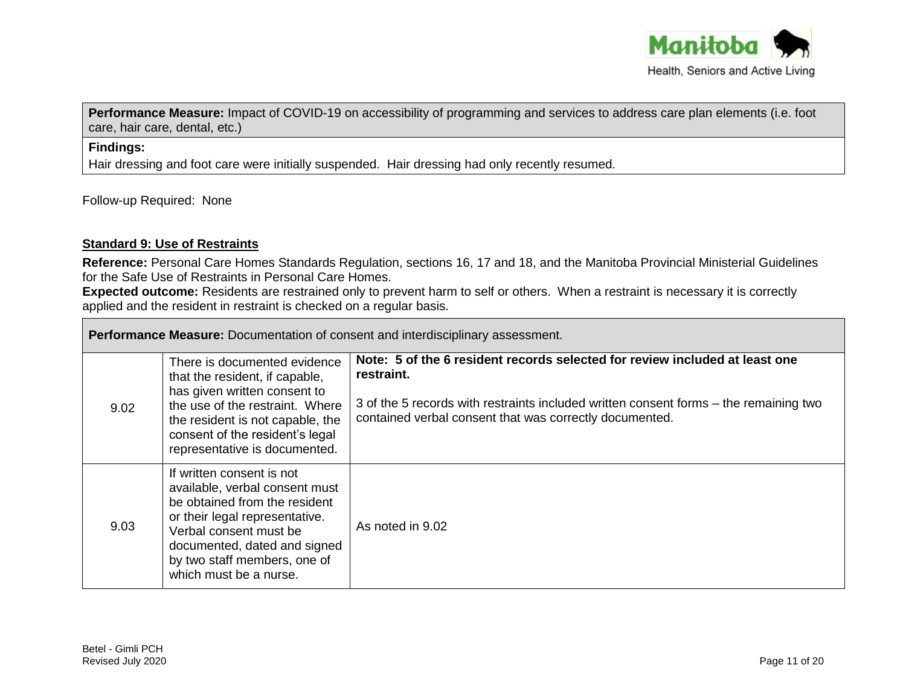| **Performance Measure:** Impact of COVID-19 on accessibility of programming and services to address care plan elements (i.e. foot care, hair care, dental, etc.) |
|---|
| **Findings:**<br>Hair dressing and foot care were initially suspended. Hair dressing had only recently resumed. |

Follow-up Required: None

**Standard 9: Use of Restraints**

**Reference:** Personal Care Homes Standards Regulation, sections 16, 17 and 18, and the Manitoba Provincial Ministerial Guidelines for the Safe Use of Restraints in Personal Care Homes.
**Expected outcome:** Residents are restrained only to prevent harm to self or others. When a restraint is necessary it is correctly applied and the resident in restraint is checked on a regular basis.

| **Performance Measure:** Documentation of consent and interdisciplinary assessment. | | |
|---|---|---|
| 9.02 | There is documented evidence that the resident, if capable, has given written consent to the use of the restraint. Where the resident is not capable, the consent of the resident's legal representative is documented. | **Note: 5 of the 6 resident records selected for review included at least one restraint.**<br><br>3 of the 5 records with restraints included written consent forms – the remaining two contained verbal consent that was correctly documented. |
| 9.03 | If written consent is not available, verbal consent must be obtained from the resident or their legal representative. Verbal consent must be documented, dated and signed by two staff members, one of which must be a nurse. | As noted in 9.02 |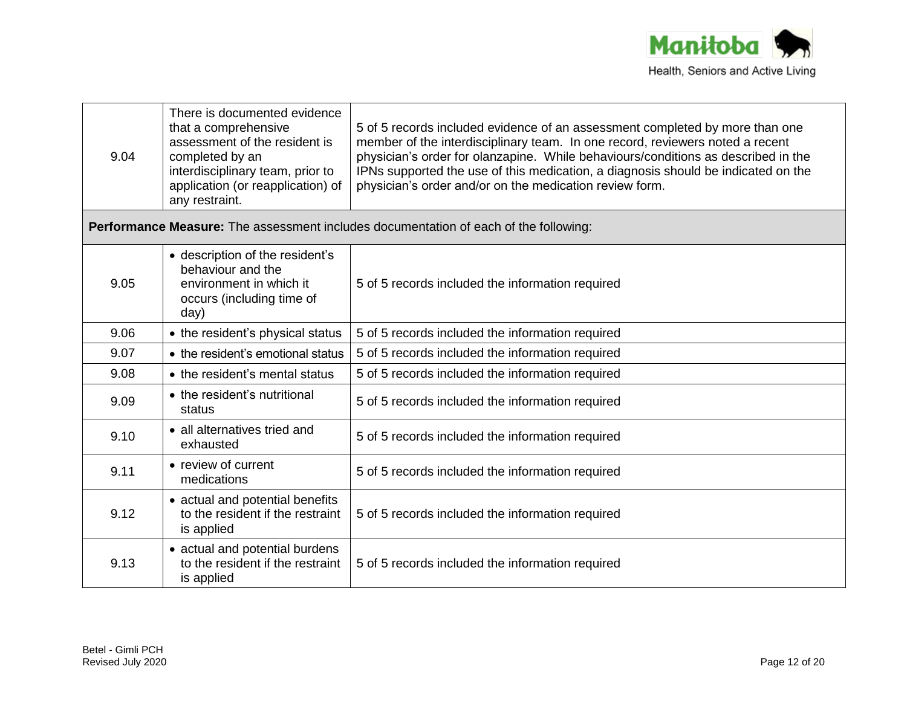| | | |
|---|---|---|
| 9.04 | There is documented evidence that a comprehensive assessment of the resident is completed by an interdisciplinary team, prior to application (or reapplication) of any restraint. | 5 of 5 records included evidence of an assessment completed by more than one member of the interdisciplinary team. In one record, reviewers noted a recent physician's order for olanzapine. While behaviours/conditions as described in the IPNs supported the use of this medication, a diagnosis should be indicated on the physician's order and/or on the medication review form. |
| **Performance Measure:** The assessment includes documentation of each of the following: | | |
| 9.05 | • description of the resident's behaviour and the environment in which it occurs (including time of day) | 5 of 5 records included the information required |
| 9.06 | • the resident's physical status | 5 of 5 records included the information required |
| 9.07 | • the resident's emotional status | 5 of 5 records included the information required |
| 9.08 | • the resident's mental status | 5 of 5 records included the information required |
| 9.09 | • the resident's nutritional status | 5 of 5 records included the information required |
| 9.10 | • all alternatives tried and exhausted | 5 of 5 records included the information required |
| 9.11 | • review of current medications | 5 of 5 records included the information required |
| 9.12 | • actual and potential benefits to the resident if the restraint is applied | 5 of 5 records included the information required |
| 9.13 | • actual and potential burdens to the resident if the restraint is applied | 5 of 5 records included the information required |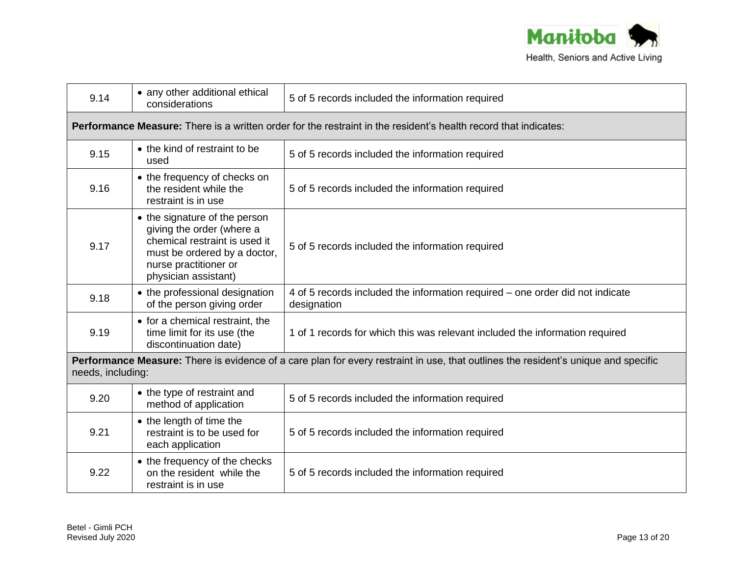| | | |
|---|---|---|
| 9.14 | • any other additional ethical considerations | 5 of 5 records included the information required |
| **Performance Measure:** There is a written order for the restraint in the resident's health record that indicates: | | |
| 9.15 | • the kind of restraint to be used | 5 of 5 records included the information required |
| 9.16 | • the frequency of checks on the resident while the restraint is in use | 5 of 5 records included the information required |
| 9.17 | • the signature of the person giving the order (where a chemical restraint is used it must be ordered by a doctor, nurse practitioner or physician assistant) | 5 of 5 records included the information required |
| 9.18 | • the professional designation of the person giving order | 4 of 5 records included the information required – one order did not indicate designation |
| 9.19 | • for a chemical restraint, the time limit for its use (the discontinuation date) | 1 of 1 records for which this was relevant included the information required |
| **Performance Measure:** There is evidence of a care plan for every restraint in use, that outlines the resident's unique and specific needs, including: | | |
| 9.20 | • the type of restraint and method of application | 5 of 5 records included the information required |
| 9.21 | • the length of time the restraint is to be used for each application | 5 of 5 records included the information required |
| 9.22 | • the frequency of the checks on the resident while the restraint is in use | 5 of 5 records included the information required |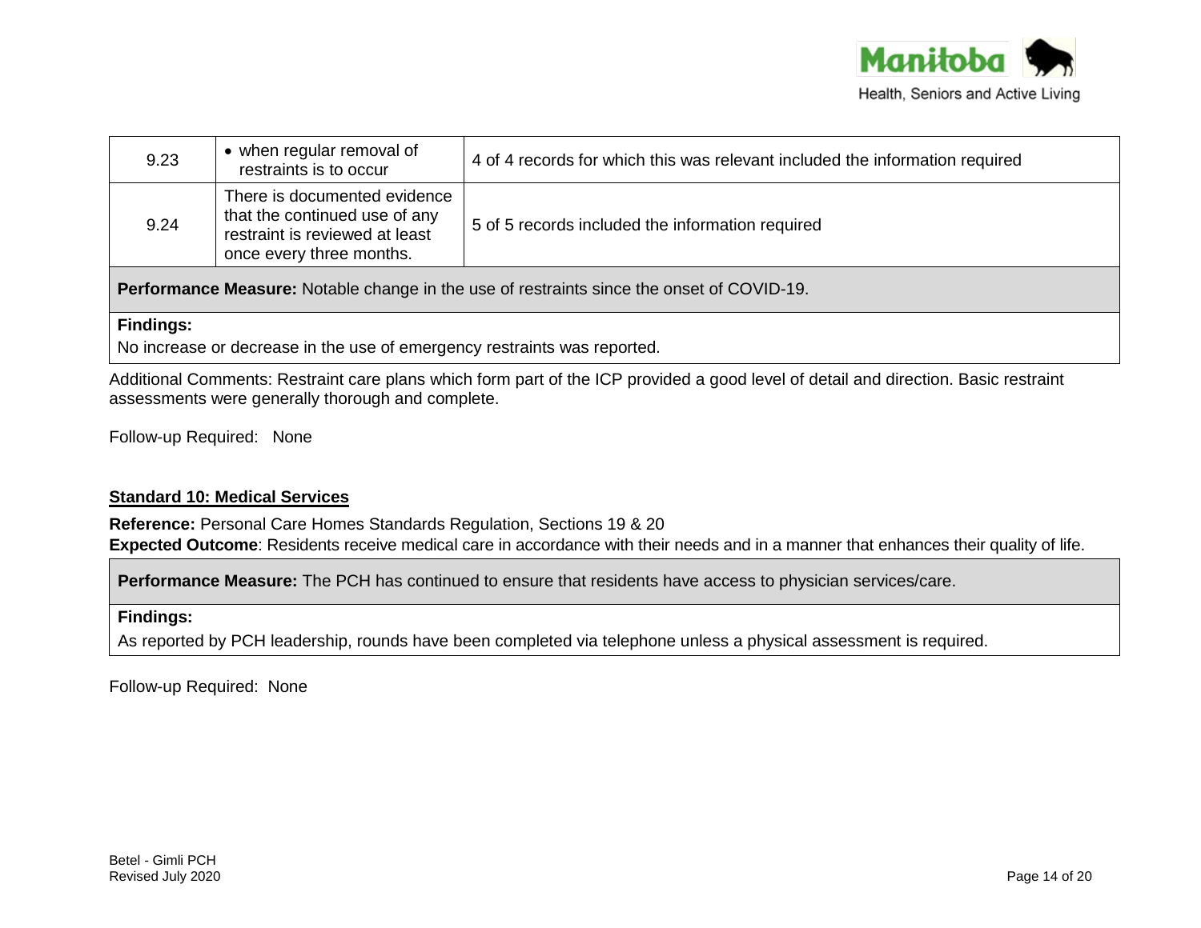| | | |
|---|---|---|
| 9.23 | • when regular removal of restraints is to occur | 4 of 4 records for which this was relevant included the information required |
| 9.24 | There is documented evidence that the continued use of any restraint is reviewed at least once every three months. | 5 of 5 records included the information required |
| **Performance Measure:** Notable change in the use of restraints since the onset of COVID-19. | | |
| **Findings:** No increase or decrease in the use of emergency restraints was reported. | | |

Additional Comments: Restraint care plans which form part of the ICP provided a good level of detail and direction. Basic restraint assessments were generally thorough and complete.

Follow-up Required: None

**Standard 10: Medical Services**

**Reference:** Personal Care Homes Standards Regulation, Sections 19 & 20
**Expected Outcome**: Residents receive medical care in accordance with their needs and in a manner that enhances their quality of life.

| **Performance Measure:** The PCH has continued to ensure that residents have access to physician services/care. |
|---|
| **Findings:** As reported by PCH leadership, rounds have been completed via telephone unless a physical assessment is required. |

Follow-up Required: None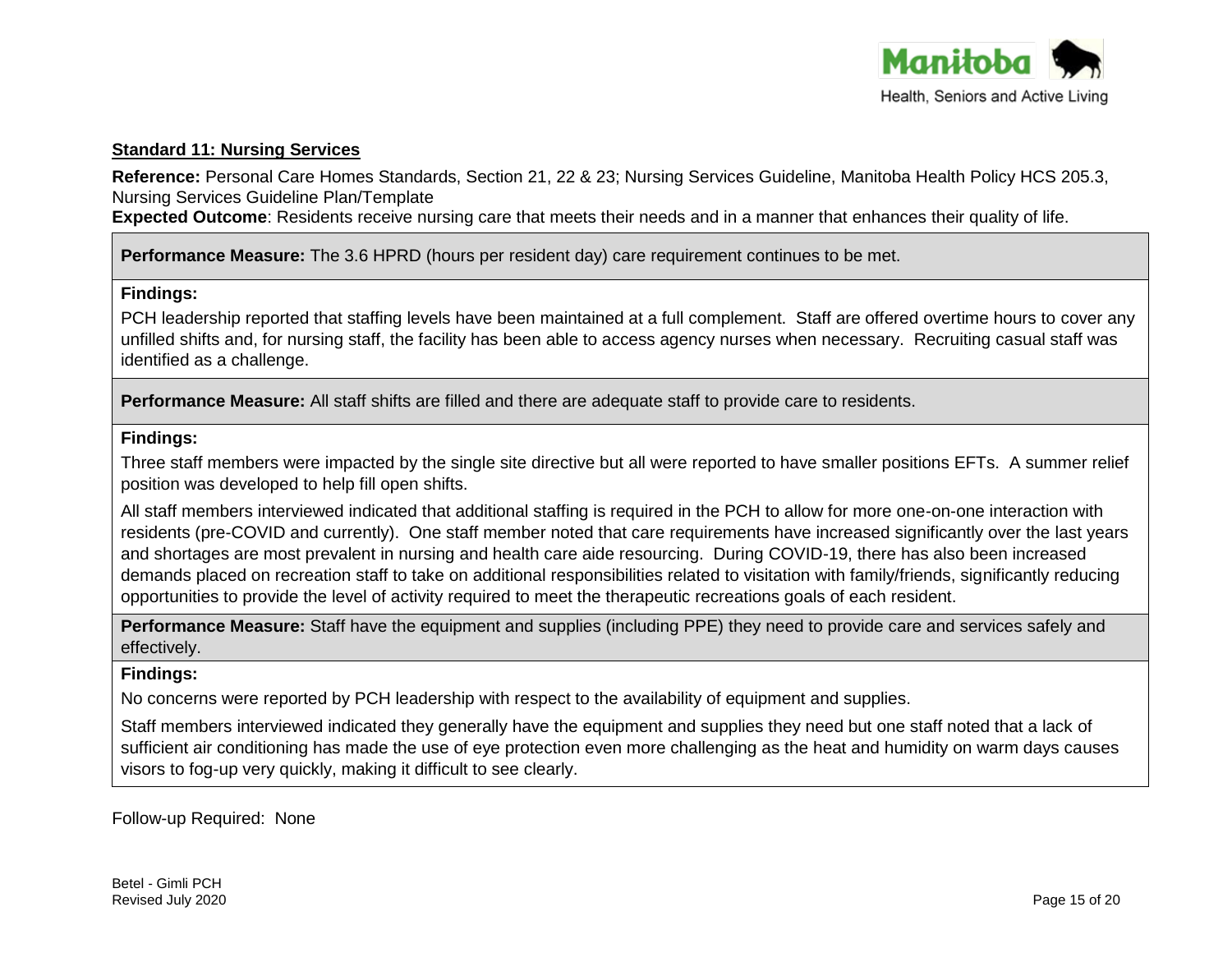**Standard 11: Nursing Services**

**Reference:** Personal Care Homes Standards, Section 21, 22 & 23; Nursing Services Guideline, Manitoba Health Policy HCS 205.3, Nursing Services Guideline Plan/Template

**Expected Outcome**: Residents receive nursing care that meets their needs and in a manner that enhances their quality of life.

**Performance Measure:** The 3.6 HPRD (hours per resident day) care requirement continues to be met.

**Findings:**

PCH leadership reported that staffing levels have been maintained at a full complement. Staff are offered overtime hours to cover any unfilled shifts and, for nursing staff, the facility has been able to access agency nurses when necessary. Recruiting casual staff was identified as a challenge.

**Performance Measure:** All staff shifts are filled and there are adequate staff to provide care to residents.

**Findings:**

Three staff members were impacted by the single site directive but all were reported to have smaller positions EFTs. A summer relief position was developed to help fill open shifts.

All staff members interviewed indicated that additional staffing is required in the PCH to allow for more one-on-one interaction with residents (pre-COVID and currently). One staff member noted that care requirements have increased significantly over the last years and shortages are most prevalent in nursing and health care aide resourcing. During COVID-19, there has also been increased demands placed on recreation staff to take on additional responsibilities related to visitation with family/friends, significantly reducing opportunities to provide the level of activity required to meet the therapeutic recreations goals of each resident.

**Performance Measure:** Staff have the equipment and supplies (including PPE) they need to provide care and services safely and effectively.

**Findings:**

No concerns were reported by PCH leadership with respect to the availability of equipment and supplies.

Staff members interviewed indicated they generally have the equipment and supplies they need but one staff noted that a lack of sufficient air conditioning has made the use of eye protection even more challenging as the heat and humidity on warm days causes visors to fog-up very quickly, making it difficult to see clearly.

Follow-up Required: None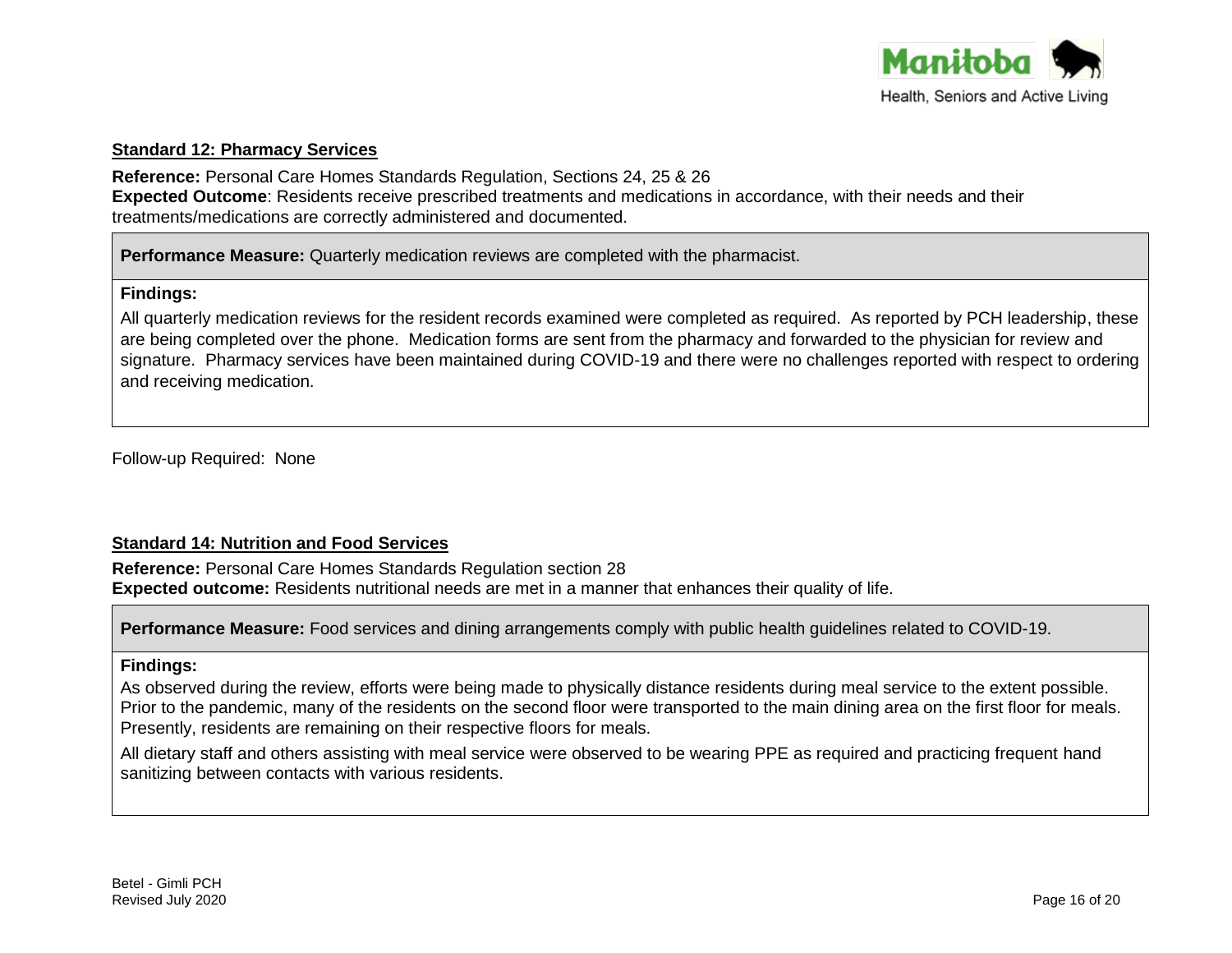**Standard 12: Pharmacy Services**

**Reference:** Personal Care Homes Standards Regulation, Sections 24, 25 & 26
**Expected Outcome**: Residents receive prescribed treatments and medications in accordance, with their needs and their treatments/medications are correctly administered and documented.

**Performance Measure:** Quarterly medication reviews are completed with the pharmacist.

**Findings:**

All quarterly medication reviews for the resident records examined were completed as required. As reported by PCH leadership, these are being completed over the phone. Medication forms are sent from the pharmacy and forwarded to the physician for review and signature. Pharmacy services have been maintained during COVID-19 and there were no challenges reported with respect to ordering and receiving medication.

Follow-up Required: None

**Standard 14: Nutrition and Food Services**

**Reference:** Personal Care Homes Standards Regulation section 28
**Expected outcome:** Residents nutritional needs are met in a manner that enhances their quality of life.

**Performance Measure:** Food services and dining arrangements comply with public health guidelines related to COVID-19.

**Findings:**

As observed during the review, efforts were being made to physically distance residents during meal service to the extent possible. Prior to the pandemic, many of the residents on the second floor were transported to the main dining area on the first floor for meals. Presently, residents are remaining on their respective floors for meals.

All dietary staff and others assisting with meal service were observed to be wearing PPE as required and practicing frequent hand sanitizing between contacts with various residents.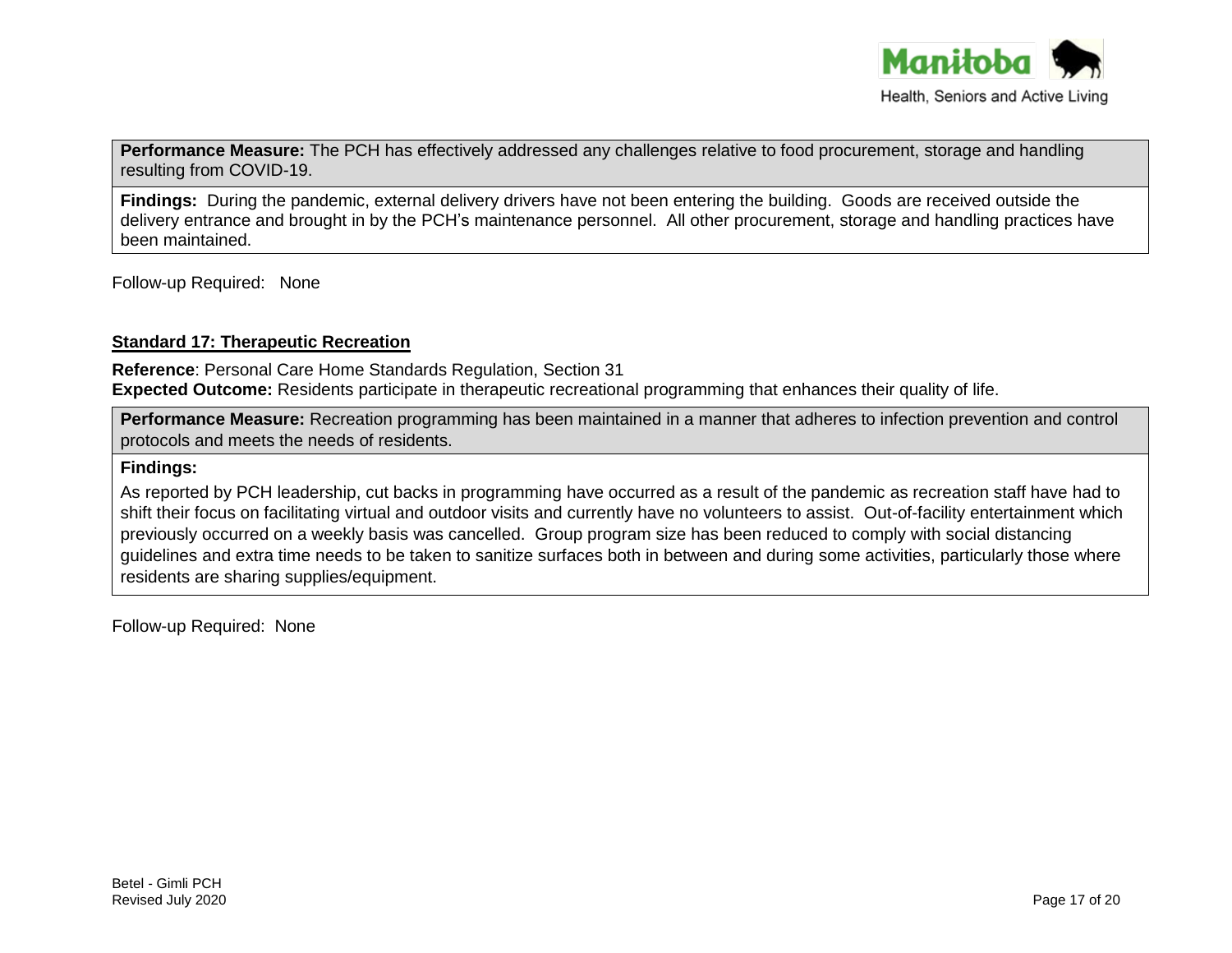**Performance Measure:** The PCH has effectively addressed any challenges relative to food procurement, storage and handling resulting from COVID-19.

**Findings:** During the pandemic, external delivery drivers have not been entering the building. Goods are received outside the delivery entrance and brought in by the PCH's maintenance personnel. All other procurement, storage and handling practices have been maintained.

Follow-up Required: None

## Standard 17: Therapeutic Recreation

**Reference**: Personal Care Home Standards Regulation, Section 31
**Expected Outcome:** Residents participate in therapeutic recreational programming that enhances their quality of life.

**Performance Measure:** Recreation programming has been maintained in a manner that adheres to infection prevention and control protocols and meets the needs of residents.

**Findings:**

As reported by PCH leadership, cut backs in programming have occurred as a result of the pandemic as recreation staff have had to shift their focus on facilitating virtual and outdoor visits and currently have no volunteers to assist. Out-of-facility entertainment which previously occurred on a weekly basis was cancelled. Group program size has been reduced to comply with social distancing guidelines and extra time needs to be taken to sanitize surfaces both in between and during some activities, particularly those where residents are sharing supplies/equipment.

Follow-up Required: None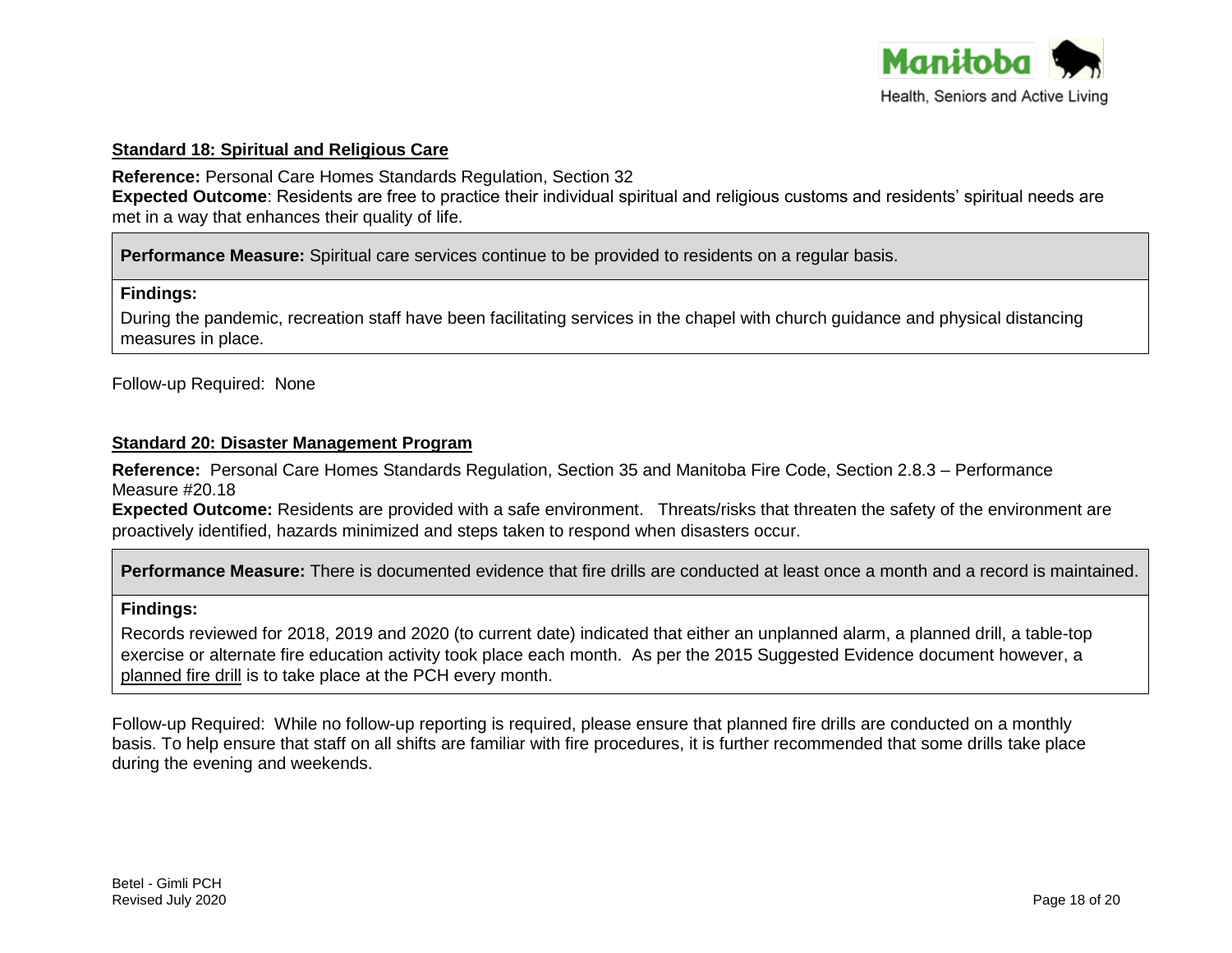### Standard 18: Spiritual and Religious Care

**Reference:** Personal Care Homes Standards Regulation, Section 32
**Expected Outcome**: Residents are free to practice their individual spiritual and religious customs and residents' spiritual needs are met in a way that enhances their quality of life.

| **Performance Measure:** Spiritual care services continue to be provided to residents on a regular basis. |
|---|
| **Findings:**<br>During the pandemic, recreation staff have been facilitating services in the chapel with church guidance and physical distancing measures in place. |

Follow-up Required: None

### Standard 20: Disaster Management Program

**Reference:** Personal Care Homes Standards Regulation, Section 35 and Manitoba Fire Code, Section 2.8.3 – Performance Measure #20.18
**Expected Outcome:** Residents are provided with a safe environment. Threats/risks that threaten the safety of the environment are proactively identified, hazards minimized and steps taken to respond when disasters occur.

| **Performance Measure:** There is documented evidence that fire drills are conducted at least once a month and a record is maintained. |
|---|
| **Findings:**<br>Records reviewed for 2018, 2019 and 2020 (to current date) indicated that either an unplanned alarm, a planned drill, a table-top exercise or alternate fire education activity took place each month. As per the 2015 Suggested Evidence document however, a planned fire drill is to take place at the PCH every month. |

Follow-up Required: While no follow-up reporting is required, please ensure that planned fire drills are conducted on a monthly basis. To help ensure that staff on all shifts are familiar with fire procedures, it is further recommended that some drills take place during the evening and weekends.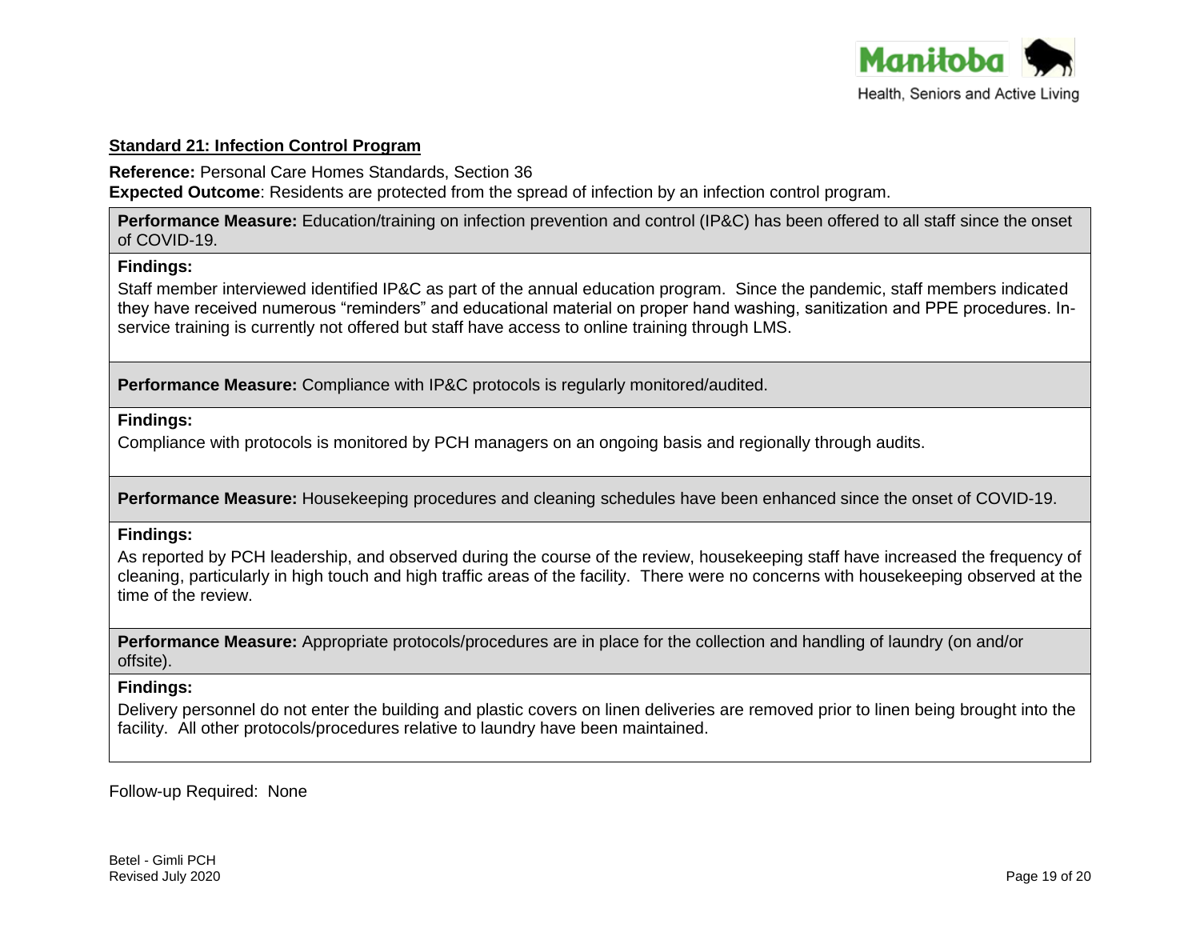**Standard 21: Infection Control Program**

**Reference:** Personal Care Homes Standards, Section 36

**Expected Outcome**: Residents are protected from the spread of infection by an infection control program.

| **Performance Measure:** Education/training on infection prevention and control (IP&C) has been offered to all staff since the onset of COVID-19. |
| --- |
| **Findings:**<br>Staff member interviewed identified IP&C as part of the annual education program. Since the pandemic, staff members indicated they have received numerous "reminders" and educational material on proper hand washing, sanitization and PPE procedures. In-service training is currently not offered but staff have access to online training through LMS. |
| **Performance Measure:** Compliance with IP&C protocols is regularly monitored/audited. |
| **Findings:**<br>Compliance with protocols is monitored by PCH managers on an ongoing basis and regionally through audits. |
| **Performance Measure:** Housekeeping procedures and cleaning schedules have been enhanced since the onset of COVID-19. |
| **Findings:**<br>As reported by PCH leadership, and observed during the course of the review, housekeeping staff have increased the frequency of cleaning, particularly in high touch and high traffic areas of the facility. There were no concerns with housekeeping observed at the time of the review. |
| **Performance Measure:** Appropriate protocols/procedures are in place for the collection and handling of laundry (on and/or offsite). |
| **Findings:**<br>Delivery personnel do not enter the building and plastic covers on linen deliveries are removed prior to linen being brought into the facility. All other protocols/procedures relative to laundry have been maintained. |

Follow-up Required: None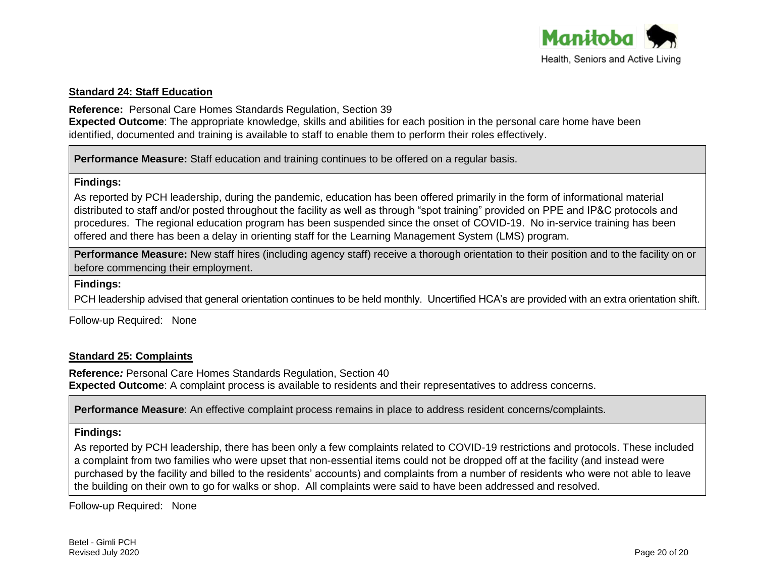### Standard 24: Staff Education

**Reference:** Personal Care Homes Standards Regulation, Section 39
**Expected Outcome**: The appropriate knowledge, skills and abilities for each position in the personal care home have been identified, documented and training is available to staff to enable them to perform their roles effectively.

| **Performance Measure:** Staff education and training continues to be offered on a regular basis. |
|---|
| **Findings:** |
| As reported by PCH leadership, during the pandemic, education has been offered primarily in the form of informational material distributed to staff and/or posted throughout the facility as well as through "spot training" provided on PPE and IP&C protocols and procedures. The regional education program has been suspended since the onset of COVID-19. No in-service training has been offered and there has been a delay in orienting staff for the Learning Management System (LMS) program. |
| **Performance Measure:** New staff hires (including agency staff) receive a thorough orientation to their position and to the facility on or before commencing their employment. |
| **Findings:** |
| PCH leadership advised that general orientation continues to be held monthly. Uncertified HCA's are provided with an extra orientation shift. |

Follow-up Required: None

### Standard 25: Complaints

**Reference:** Personal Care Homes Standards Regulation, Section 40
**Expected Outcome**: A complaint process is available to residents and their representatives to address concerns.

| **Performance Measure**: An effective complaint process remains in place to address resident concerns/complaints. |
|---|
| **Findings:** |
| As reported by PCH leadership, there has been only a few complaints related to COVID-19 restrictions and protocols. These included a complaint from two families who were upset that non-essential items could not be dropped off at the facility (and instead were purchased by the facility and billed to the residents' accounts) and complaints from a number of residents who were not able to leave the building on their own to go for walks or shop. All complaints were said to have been addressed and resolved. |

Follow-up Required: None